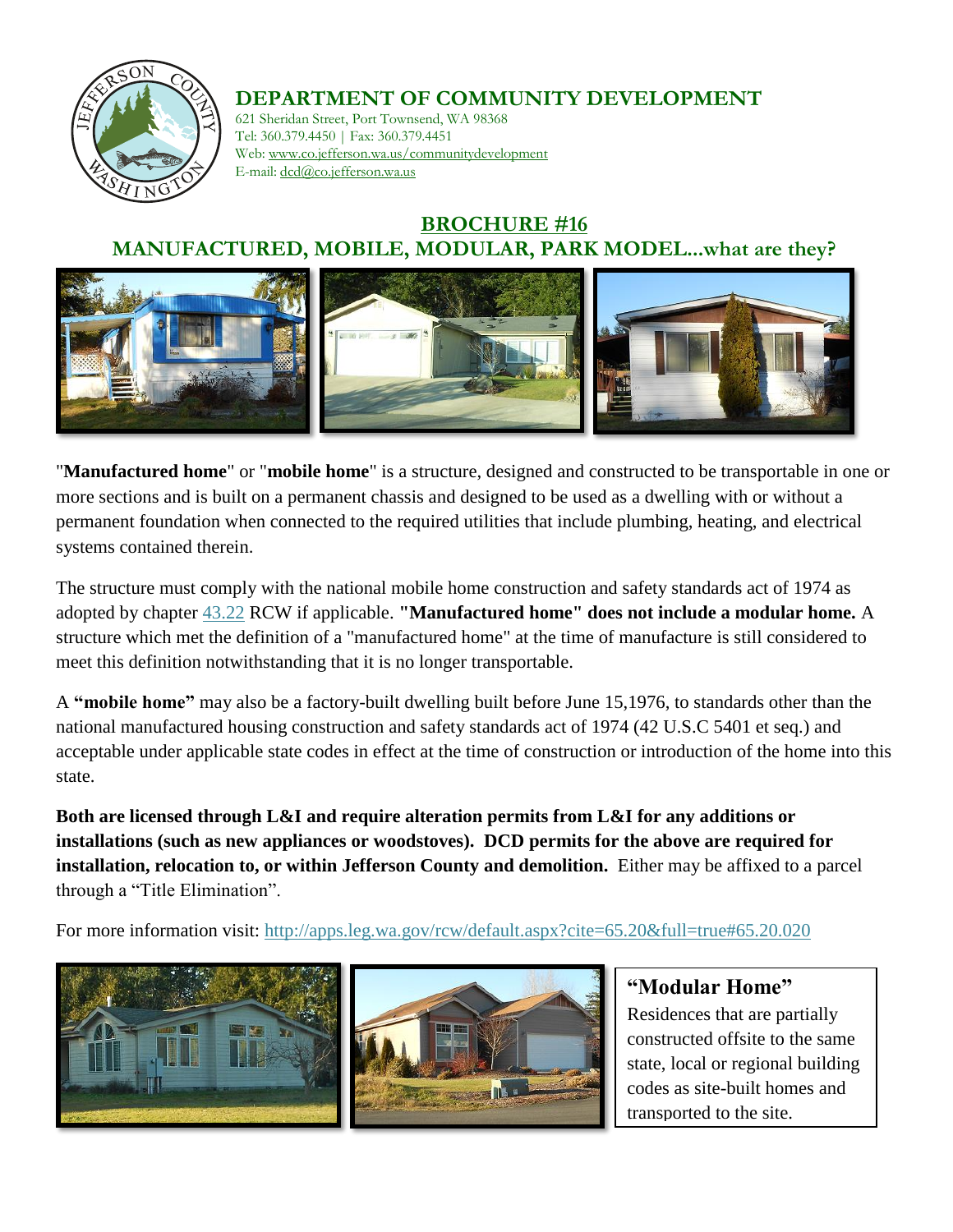# DEPARTMENT OF COMMUNITY DEVELOPMENT

621 Sheridan Street, Port Townsend, WA 98368
Tel: 360.379.4450 | Fax: 360.379.4451
Web: www.co.jefferson.wa.us/communitydevelopment
E-mail: dcd@co.jefferson.wa.us

## BROCHURE #16

## MANUFACTURED, MOBILE, MODULAR, PARK MODEL...what are they?

"**Manufactured home**" or "**mobile home**" is a structure, designed and constructed to be transportable in one or more sections and is built on a permanent chassis and designed to be used as a dwelling with or without a permanent foundation when connected to the required utilities that include plumbing, heating, and electrical systems contained therein.

The structure must comply with the national mobile home construction and safety standards act of 1974 as adopted by chapter 43.22 RCW if applicable. **"Manufactured home" does not include a modular home.** A structure which met the definition of a "manufactured home" at the time of manufacture is still considered to meet this definition notwithstanding that it is no longer transportable.

A **"mobile home"** may also be a factory-built dwelling built before June 15,1976, to standards other than the national manufactured housing construction and safety standards act of 1974 (42 U.S.C 5401 et seq.) and acceptable under applicable state codes in effect at the time of construction or introduction of the home into this state.

**Both are licensed through L&I and require alteration permits from L&I for any additions or installations (such as new appliances or woodstoves). DCD permits for the above are required for installation, relocation to, or within Jefferson County and demolition.** Either may be affixed to a parcel through a "Title Elimination".

For more information visit: http://apps.leg.wa.gov/rcw/default.aspx?cite=65.20&full=true#65.20.020

### "Modular Home"

Residences that are partially constructed offsite to the same state, local or regional building codes as site-built homes and transported to the site.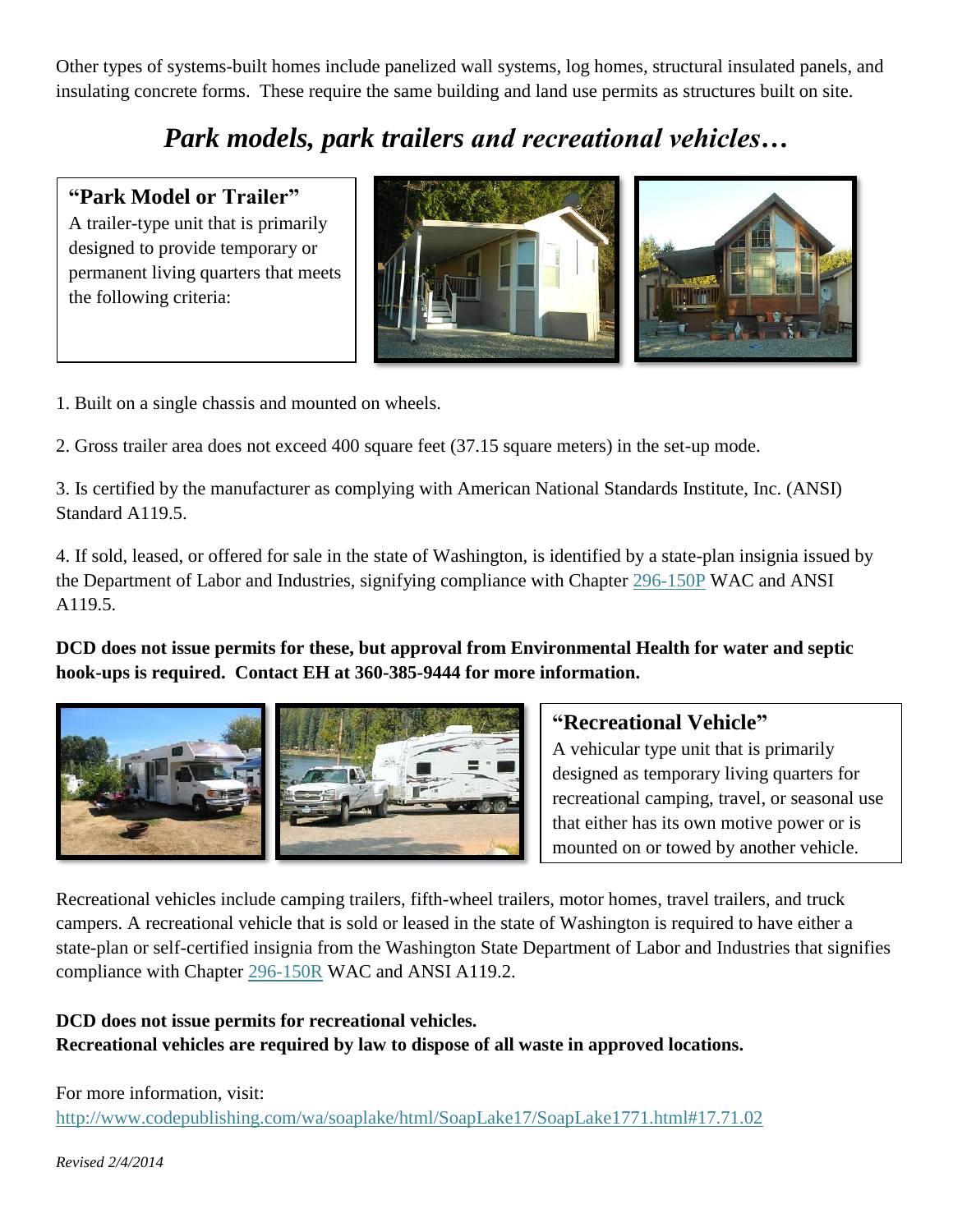Other types of systems-built homes include panelized wall systems, log homes, structural insulated panels, and insulating concrete forms. These require the same building and land use permits as structures built on site.

## *Park models, park trailers and recreational vehicles…*

**"Park Model or Trailer"**

A trailer-type unit that is primarily designed to provide temporary or permanent living quarters that meets the following criteria:

1. Built on a single chassis and mounted on wheels.

2. Gross trailer area does not exceed 400 square feet (37.15 square meters) in the set-up mode.

3. Is certified by the manufacturer as complying with American National Standards Institute, Inc. (ANSI) Standard A119.5.

4. If sold, leased, or offered for sale in the state of Washington, is identified by a state-plan insignia issued by the Department of Labor and Industries, signifying compliance with Chapter 296-150P WAC and ANSI A119.5.

**DCD does not issue permits for these, but approval from Environmental Health for water and septic hook-ups is required. Contact EH at 360-385-9444 for more information.**

**"Recreational Vehicle"**

A vehicular type unit that is primarily designed as temporary living quarters for recreational camping, travel, or seasonal use that either has its own motive power or is mounted on or towed by another vehicle.

Recreational vehicles include camping trailers, fifth-wheel trailers, motor homes, travel trailers, and truck campers. A recreational vehicle that is sold or leased in the state of Washington is required to have either a state-plan or self-certified insignia from the Washington State Department of Labor and Industries that signifies compliance with Chapter 296-150R WAC and ANSI A119.2.

**DCD does not issue permits for recreational vehicles.**
**Recreational vehicles are required by law to dispose of all waste in approved locations.**

For more information, visit:
http://www.codepublishing.com/wa/soaplake/html/SoapLake17/SoapLake1771.html#17.71.02

*Revised 2/4/2014*